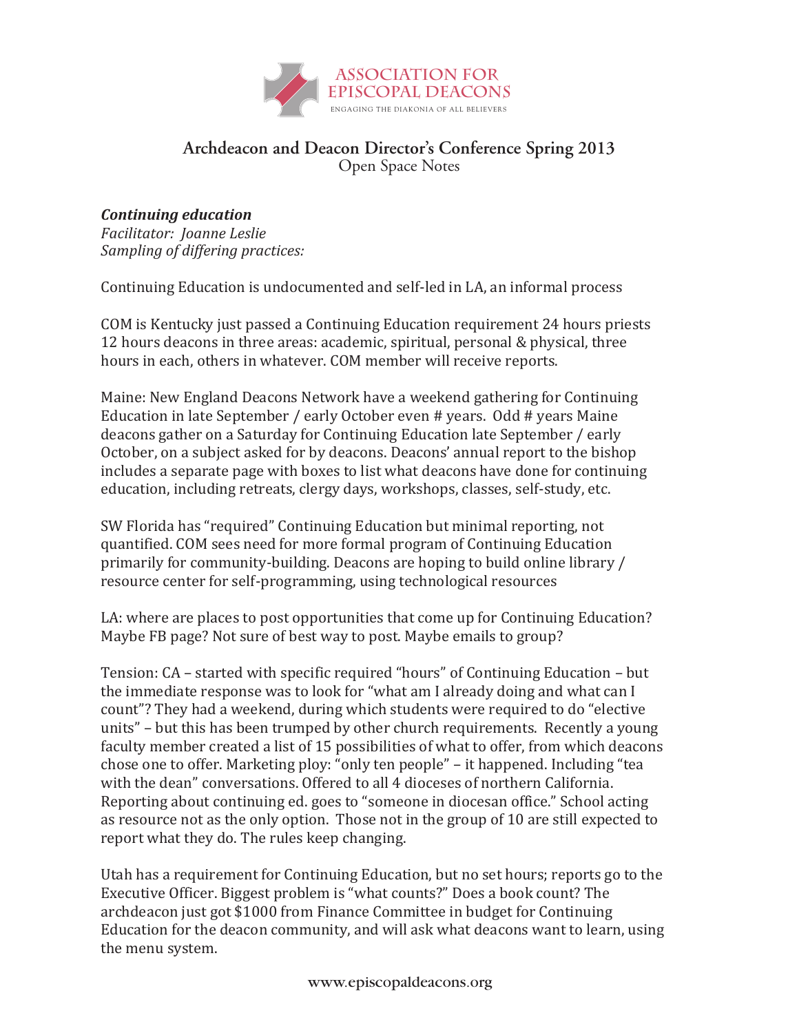ASSOCIATION FOR EPISCOPAL DEACONS
ENGAGING THE DIAKONIA OF ALL BELIEVERS

# Archdeacon and Deacon Director's Conference Spring 2013
Open Space Notes

***Continuing education***
*Facilitator: Joanne Leslie*
*Sampling of differing practices:*

Continuing Education is undocumented and self-led in LA, an informal process

COM is Kentucky just passed a Continuing Education requirement 24 hours priests 12 hours deacons in three areas: academic, spiritual, personal & physical, three hours in each, others in whatever. COM member will receive reports.

Maine: New England Deacons Network have a weekend gathering for Continuing Education in late September / early October even # years. Odd # years Maine deacons gather on a Saturday for Continuing Education late September / early October, on a subject asked for by deacons. Deacons' annual report to the bishop includes a separate page with boxes to list what deacons have done for continuing education, including retreats, clergy days, workshops, classes, self-study, etc.

SW Florida has "required" Continuing Education but minimal reporting, not quantified. COM sees need for more formal program of Continuing Education primarily for community-building. Deacons are hoping to build online library / resource center for self-programming, using technological resources

LA: where are places to post opportunities that come up for Continuing Education? Maybe FB page? Not sure of best way to post. Maybe emails to group?

Tension: CA – started with specific required "hours" of Continuing Education – but the immediate response was to look for "what am I already doing and what can I count"? They had a weekend, during which students were required to do "elective units" – but this has been trumped by other church requirements. Recently a young faculty member created a list of 15 possibilities of what to offer, from which deacons chose one to offer. Marketing ploy: "only ten people" – it happened. Including "tea with the dean" conversations. Offered to all 4 dioceses of northern California. Reporting about continuing ed. goes to "someone in diocesan office." School acting as resource not as the only option. Those not in the group of 10 are still expected to report what they do. The rules keep changing.

Utah has a requirement for Continuing Education, but no set hours; reports go to the Executive Officer. Biggest problem is "what counts?" Does a book count? The archdeacon just got $1000 from Finance Committee in budget for Continuing Education for the deacon community, and will ask what deacons want to learn, using the menu system.

www.episcopaldeacons.org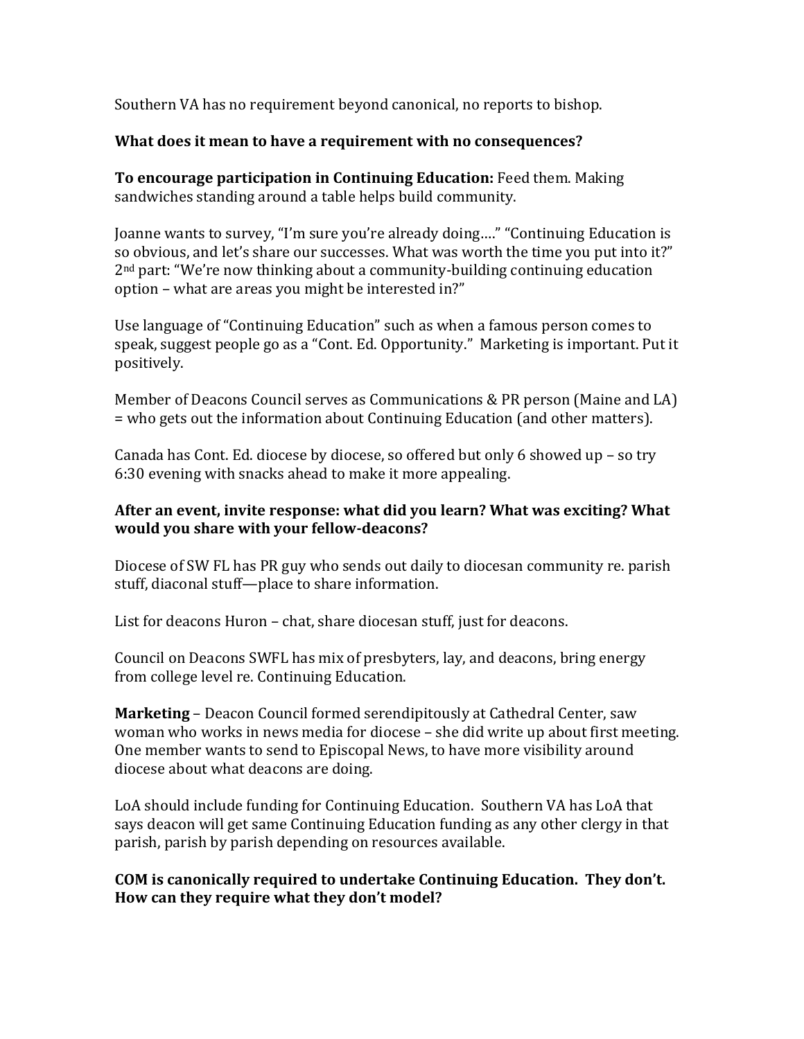Southern VA has no requirement beyond canonical, no reports to bishop.

**What does it mean to have a requirement with no consequences?**

**To encourage participation in Continuing Education:** Feed them. Making sandwiches standing around a table helps build community.

Joanne wants to survey, "I'm sure you're already doing…." "Continuing Education is so obvious, and let's share our successes. What was worth the time you put into it?" 2nd part: "We're now thinking about a community-building continuing education option – what are areas you might be interested in?"

Use language of "Continuing Education" such as when a famous person comes to speak, suggest people go as a "Cont. Ed. Opportunity." Marketing is important. Put it positively.

Member of Deacons Council serves as Communications & PR person (Maine and LA) = who gets out the information about Continuing Education (and other matters).

Canada has Cont. Ed. diocese by diocese, so offered but only 6 showed up – so try 6:30 evening with snacks ahead to make it more appealing.

**After an event, invite response: what did you learn? What was exciting? What would you share with your fellow-deacons?**

Diocese of SW FL has PR guy who sends out daily to diocesan community re. parish stuff, diaconal stuff—place to share information.

List for deacons Huron – chat, share diocesan stuff, just for deacons.

Council on Deacons SWFL has mix of presbyters, lay, and deacons, bring energy from college level re. Continuing Education.

**Marketing** – Deacon Council formed serendipitously at Cathedral Center, saw woman who works in news media for diocese – she did write up about first meeting. One member wants to send to Episcopal News, to have more visibility around diocese about what deacons are doing.

LoA should include funding for Continuing Education. Southern VA has LoA that says deacon will get same Continuing Education funding as any other clergy in that parish, parish by parish depending on resources available.

**COM is canonically required to undertake Continuing Education. They don't. How can they require what they don't model?**